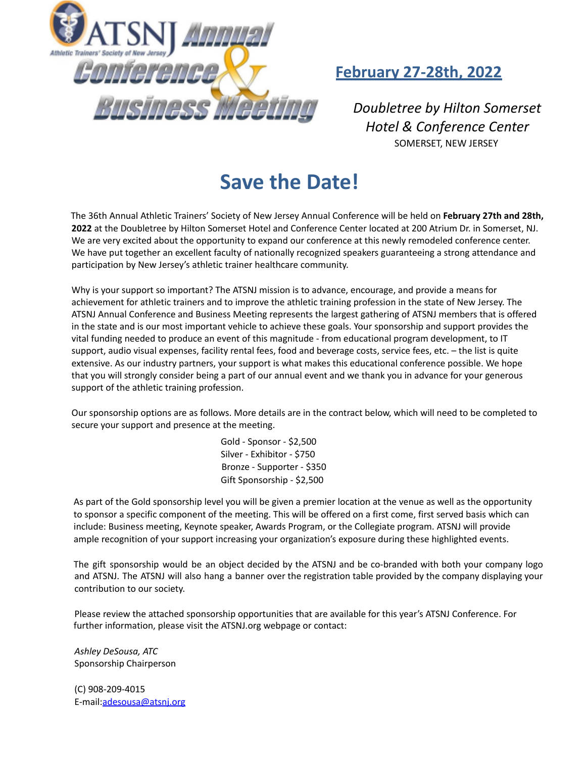# ATSNJ Annual Conference & Business Meeting

Athletic Trainers' Society of New Jersey

## February 27-28th, 2022

*Doubletree by Hilton Somerset Hotel & Conference Center*

SOMERSET, NEW JERSEY

# Save the Date!

The 36th Annual Athletic Trainers' Society of New Jersey Annual Conference will be held on **February 27th and 28th, 2022** at the Doubletree by Hilton Somerset Hotel and Conference Center located at 200 Atrium Dr. in Somerset, NJ. We are very excited about the opportunity to expand our conference at this newly remodeled conference center. We have put together an excellent faculty of nationally recognized speakers guaranteeing a strong attendance and participation by New Jersey's athletic trainer healthcare community.

Why is your support so important? The ATSNJ mission is to advance, encourage, and provide a means for achievement for athletic trainers and to improve the athletic training profession in the state of New Jersey. The ATSNJ Annual Conference and Business Meeting represents the largest gathering of ATSNJ members that is offered in the state and is our most important vehicle to achieve these goals. Your sponsorship and support provides the vital funding needed to produce an event of this magnitude - from educational program development, to IT support, audio visual expenses, facility rental fees, food and beverage costs, service fees, etc. – the list is quite extensive. As our industry partners, your support is what makes this educational conference possible. We hope that you will strongly consider being a part of our annual event and we thank you in advance for your generous support of the athletic training profession.

Our sponsorship options are as follows. More details are in the contract below, which will need to be completed to secure your support and presence at the meeting.

Gold - Sponsor - $2,500
Silver - Exhibitor - $750
Bronze - Supporter - $350
Gift Sponsorship - $2,500

As part of the Gold sponsorship level you will be given a premier location at the venue as well as the opportunity to sponsor a specific component of the meeting. This will be offered on a first come, first served basis which can include: Business meeting, Keynote speaker, Awards Program, or the Collegiate program. ATSNJ will provide ample recognition of your support increasing your organization's exposure during these highlighted events.

The gift sponsorship would be an object decided by the ATSNJ and be co-branded with both your company logo and ATSNJ. The ATSNJ will also hang a banner over the registration table provided by the company displaying your contribution to our society.

Please review the attached sponsorship opportunities that are available for this year's ATSNJ Conference. For further information, please visit the ATSNJ.org webpage or contact:

*Ashley DeSousa, ATC*
Sponsorship Chairperson

(C) 908-209-4015
E-mail:adesousa@atsnj.org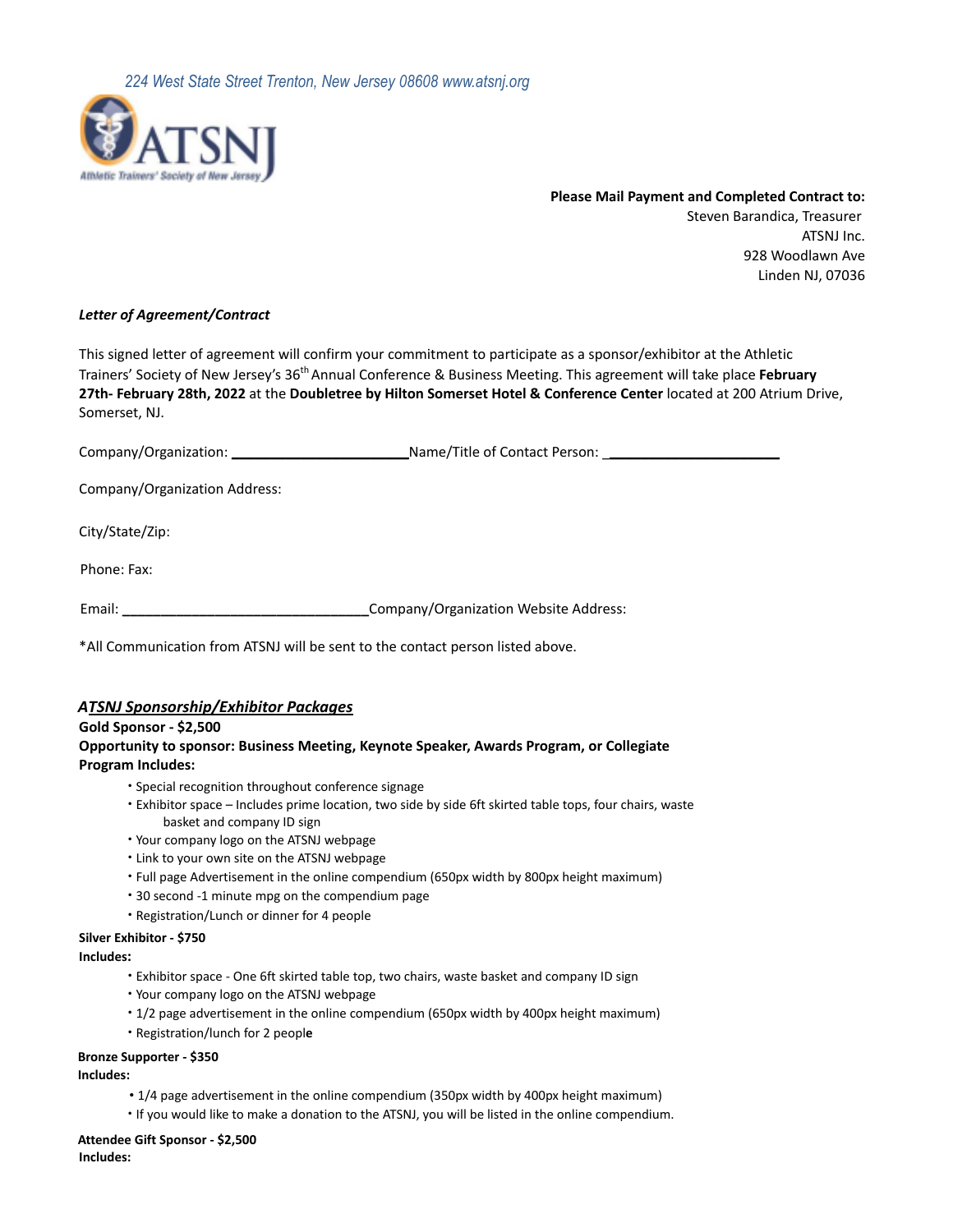224 West State Street Trenton, New Jersey 08608 www.atsnj.org

ATSNJ
Athletic Trainers' Society of New Jersey

**Please Mail Payment and Completed Contract to:**
Steven Barandica, Treasurer
ATSNJ Inc.
928 Woodlawn Ave
Linden NJ, 07036

***Letter of Agreement/Contract***

This signed letter of agreement will confirm your commitment to participate as a sponsor/exhibitor at the Athletic Trainers' Society of New Jersey's 36th Annual Conference & Business Meeting. This agreement will take place **February 27th- February 28th, 2022** at the **Doubletree by Hilton Somerset Hotel & Conference Center** located at 200 Atrium Drive, Somerset, NJ.

Company/Organization: ______________________ Name/Title of Contact Person: ______________________

Company/Organization Address:

City/State/Zip:

Phone: Fax:

Email: ________________________________ Company/Organization Website Address:

*All Communication from ATSNJ will be sent to the contact person listed above.

## ***ATSNJ Sponsorship/Exhibitor Packages***

**Gold Sponsor - $2,500**

**Opportunity to sponsor: Business Meeting, Keynote Speaker, Awards Program, or Collegiate Program Includes:**

- Special recognition throughout conference signage
- Exhibitor space – Includes prime location, two side by side 6ft skirted table tops, four chairs, waste basket and company ID sign
- Your company logo on the ATSNJ webpage
- Link to your own site on the ATSNJ webpage
- Full page Advertisement in the online compendium (650px width by 800px height maximum)
- 30 second -1 minute mpg on the compendium page
- Registration/Lunch or dinner for 4 people

**Silver Exhibitor - $750**

**Includes:**

- Exhibitor space - One 6ft skirted table top, two chairs, waste basket and company ID sign
- Your company logo on the ATSNJ webpage
- 1/2 page advertisement in the online compendium (650px width by 400px height maximum)
- Registration/lunch for 2 people

**Bronze Supporter - $350**

**Includes:**

- 1/4 page advertisement in the online compendium (350px width by 400px height maximum)
- If you would like to make a donation to the ATSNJ, you will be listed in the online compendium.

**Attendee Gift Sponsor - $2,500**

**Includes:**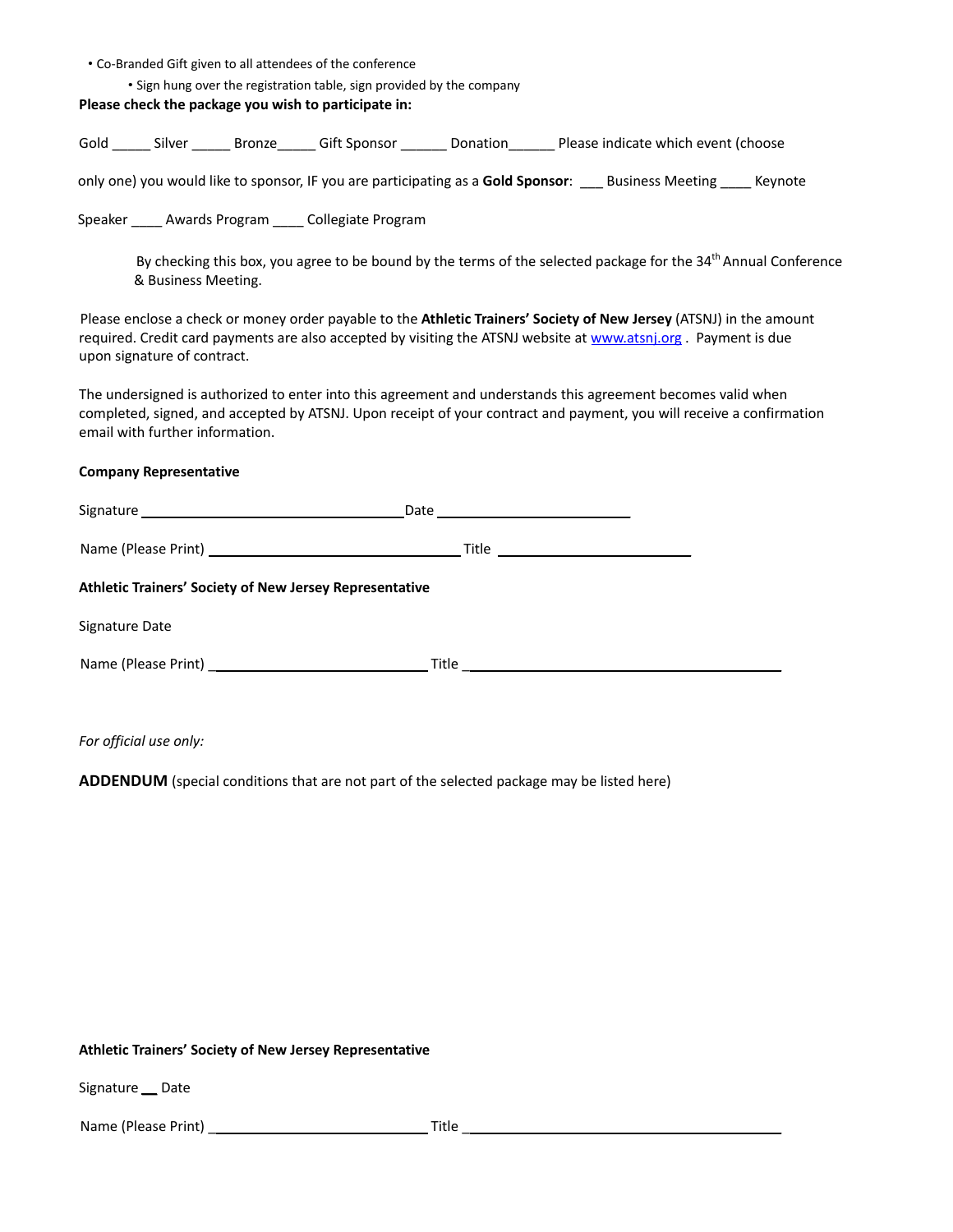- Co-Branded Gift given to all attendees of the conference
  - Sign hung over the registration table, sign provided by the company

**Please check the package you wish to participate in:**

Gold _____ Silver _____ Bronze_____ Gift Sponsor ______ Donation______ Please indicate which event (choose only one) you would like to sponsor, IF you are participating as a **Gold Sponsor**: ___ Business Meeting ____ Keynote Speaker ____ Awards Program ____ Collegiate Program

By checking this box, you agree to be bound by the terms of the selected package for the 34th Annual Conference & Business Meeting.

Please enclose a check or money order payable to the **Athletic Trainers' Society of New Jersey** (ATSNJ) in the amount required. Credit card payments are also accepted by visiting the ATSNJ website at www.atsnj.org . Payment is due upon signature of contract.

The undersigned is authorized to enter into this agreement and understands this agreement becomes valid when completed, signed, and accepted by ATSNJ. Upon receipt of your contract and payment, you will receive a confirmation email with further information.

**Company Representative**

Signature ________________________________ Date ________________________

Name (Please Print) ________________________________ Title ________________________

**Athletic Trainers' Society of New Jersey Representative**

Signature Date

Name (Please Print) ___________________________ Title ________________________________________

*For official use only:*

**ADDENDUM** (special conditions that are not part of the selected package may be listed here)

**Athletic Trainers' Society of New Jersey Representative**

Signature __ Date

Name (Please Print) ___________________________ Title ________________________________________